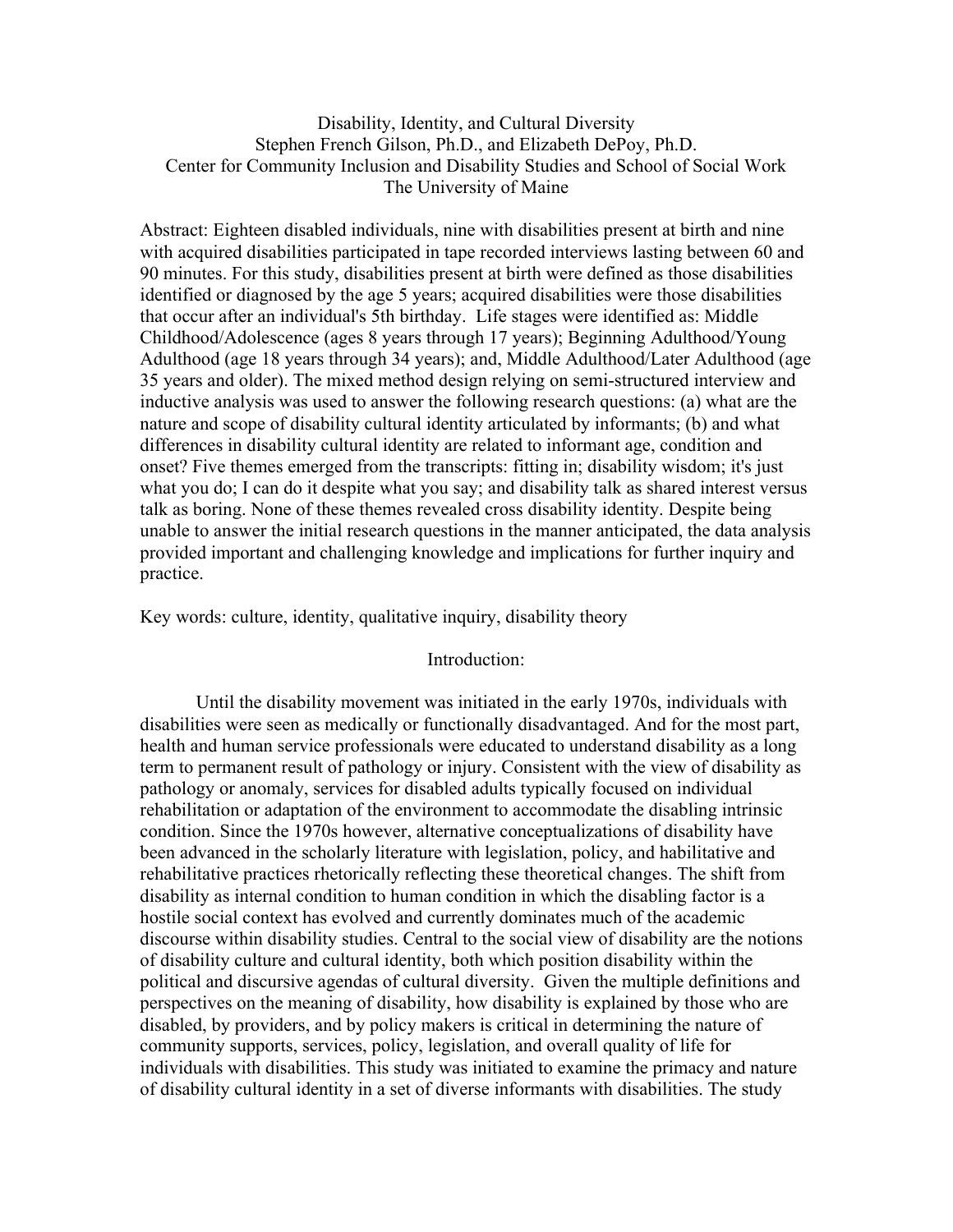# Disability, Identity, and Cultural Diversity

Stephen French Gilson, Ph.D., and Elizabeth DePoy, Ph.D.
Center for Community Inclusion and Disability Studies and School of Social Work
The University of Maine

Abstract: Eighteen disabled individuals, nine with disabilities present at birth and nine with acquired disabilities participated in tape recorded interviews lasting between 60 and 90 minutes. For this study, disabilities present at birth were defined as those disabilities identified or diagnosed by the age 5 years; acquired disabilities were those disabilities that occur after an individual's 5th birthday. Life stages were identified as: Middle Childhood/Adolescence (ages 8 years through 17 years); Beginning Adulthood/Young Adulthood (age 18 years through 34 years); and, Middle Adulthood/Later Adulthood (age 35 years and older). The mixed method design relying on semi-structured interview and inductive analysis was used to answer the following research questions: (a) what are the nature and scope of disability cultural identity articulated by informants; (b) and what differences in disability cultural identity are related to informant age, condition and onset? Five themes emerged from the transcripts: fitting in; disability wisdom; it's just what you do; I can do it despite what you say; and disability talk as shared interest versus talk as boring. None of these themes revealed cross disability identity. Despite being unable to answer the initial research questions in the manner anticipated, the data analysis provided important and challenging knowledge and implications for further inquiry and practice.

Key words: culture, identity, qualitative inquiry, disability theory

## Introduction:

Until the disability movement was initiated in the early 1970s, individuals with disabilities were seen as medically or functionally disadvantaged. And for the most part, health and human service professionals were educated to understand disability as a long term to permanent result of pathology or injury. Consistent with the view of disability as pathology or anomaly, services for disabled adults typically focused on individual rehabilitation or adaptation of the environment to accommodate the disabling intrinsic condition. Since the 1970s however, alternative conceptualizations of disability have been advanced in the scholarly literature with legislation, policy, and habilitative and rehabilitative practices rhetorically reflecting these theoretical changes. The shift from disability as internal condition to human condition in which the disabling factor is a hostile social context has evolved and currently dominates much of the academic discourse within disability studies. Central to the social view of disability are the notions of disability culture and cultural identity, both which position disability within the political and discursive agendas of cultural diversity. Given the multiple definitions and perspectives on the meaning of disability, how disability is explained by those who are disabled, by providers, and by policy makers is critical in determining the nature of community supports, services, policy, legislation, and overall quality of life for individuals with disabilities. This study was initiated to examine the primacy and nature of disability cultural identity in a set of diverse informants with disabilities. The study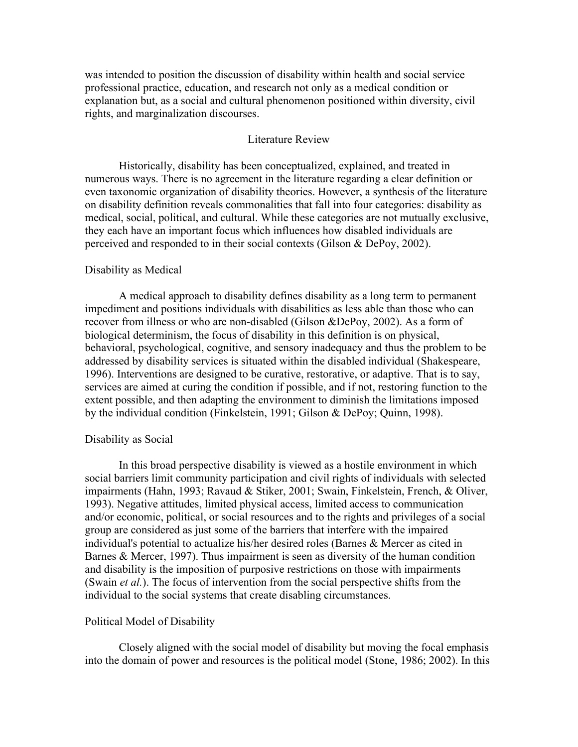was intended to position the discussion of disability within health and social service professional practice, education, and research not only as a medical condition or explanation but, as a social and cultural phenomenon positioned within diversity, civil rights, and marginalization discourses.

## Literature Review

Historically, disability has been conceptualized, explained, and treated in numerous ways. There is no agreement in the literature regarding a clear definition or even taxonomic organization of disability theories. However, a synthesis of the literature on disability definition reveals commonalities that fall into four categories: disability as medical, social, political, and cultural. While these categories are not mutually exclusive, they each have an important focus which influences how disabled individuals are perceived and responded to in their social contexts (Gilson & DePoy, 2002).

### Disability as Medical

A medical approach to disability defines disability as a long term to permanent impediment and positions individuals with disabilities as less able than those who can recover from illness or who are non-disabled (Gilson &DePoy, 2002). As a form of biological determinism, the focus of disability in this definition is on physical, behavioral, psychological, cognitive, and sensory inadequacy and thus the problem to be addressed by disability services is situated within the disabled individual (Shakespeare, 1996). Interventions are designed to be curative, restorative, or adaptive. That is to say, services are aimed at curing the condition if possible, and if not, restoring function to the extent possible, and then adapting the environment to diminish the limitations imposed by the individual condition (Finkelstein, 1991; Gilson & DePoy; Quinn, 1998).

### Disability as Social

In this broad perspective disability is viewed as a hostile environment in which social barriers limit community participation and civil rights of individuals with selected impairments (Hahn, 1993; Ravaud & Stiker, 2001; Swain, Finkelstein, French, & Oliver, 1993). Negative attitudes, limited physical access, limited access to communication and/or economic, political, or social resources and to the rights and privileges of a social group are considered as just some of the barriers that interfere with the impaired individual's potential to actualize his/her desired roles (Barnes & Mercer as cited in Barnes & Mercer, 1997). Thus impairment is seen as diversity of the human condition and disability is the imposition of purposive restrictions on those with impairments (Swain *et al.*). The focus of intervention from the social perspective shifts from the individual to the social systems that create disabling circumstances.

### Political Model of Disability

Closely aligned with the social model of disability but moving the focal emphasis into the domain of power and resources is the political model (Stone, 1986; 2002). In this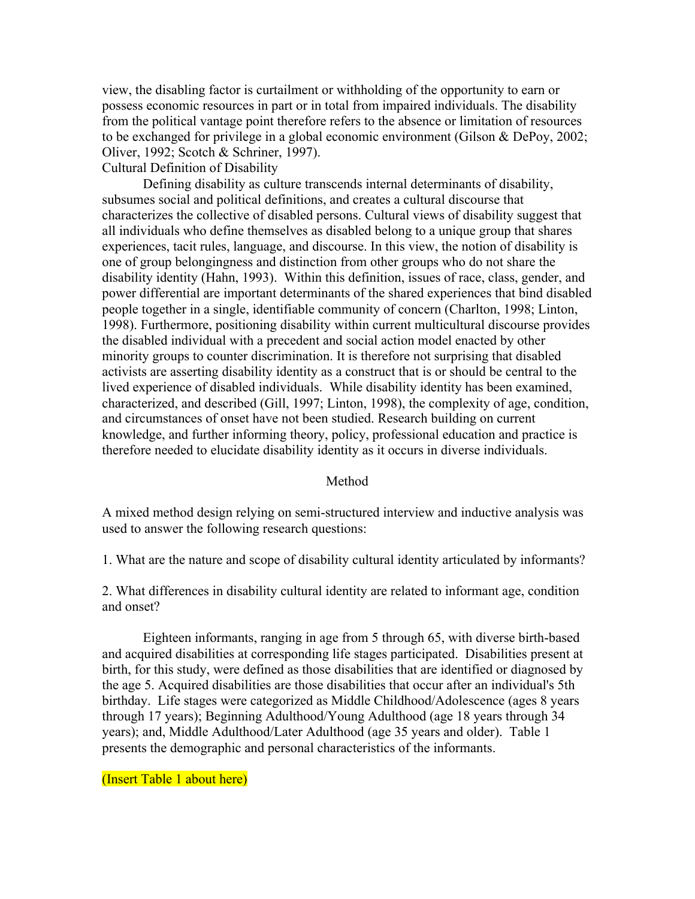view, the disabling factor is curtailment or withholding of the opportunity to earn or possess economic resources in part or in total from impaired individuals. The disability from the political vantage point therefore refers to the absence or limitation of resources to be exchanged for privilege in a global economic environment (Gilson & DePoy, 2002; Oliver, 1992; Scotch & Schriner, 1997).

### Cultural Definition of Disability

Defining disability as culture transcends internal determinants of disability, subsumes social and political definitions, and creates a cultural discourse that characterizes the collective of disabled persons. Cultural views of disability suggest that all individuals who define themselves as disabled belong to a unique group that shares experiences, tacit rules, language, and discourse. In this view, the notion of disability is one of group belongingness and distinction from other groups who do not share the disability identity (Hahn, 1993). Within this definition, issues of race, class, gender, and power differential are important determinants of the shared experiences that bind disabled people together in a single, identifiable community of concern (Charlton, 1998; Linton, 1998). Furthermore, positioning disability within current multicultural discourse provides the disabled individual with a precedent and social action model enacted by other minority groups to counter discrimination. It is therefore not surprising that disabled activists are asserting disability identity as a construct that is or should be central to the lived experience of disabled individuals. While disability identity has been examined, characterized, and described (Gill, 1997; Linton, 1998), the complexity of age, condition, and circumstances of onset have not been studied. Research building on current knowledge, and further informing theory, policy, professional education and practice is therefore needed to elucidate disability identity as it occurs in diverse individuals.

## Method

A mixed method design relying on semi-structured interview and inductive analysis was used to answer the following research questions:

1. What are the nature and scope of disability cultural identity articulated by informants?

2. What differences in disability cultural identity are related to informant age, condition and onset?

Eighteen informants, ranging in age from 5 through 65, with diverse birth-based and acquired disabilities at corresponding life stages participated. Disabilities present at birth, for this study, were defined as those disabilities that are identified or diagnosed by the age 5. Acquired disabilities are those disabilities that occur after an individual's 5th birthday. Life stages were categorized as Middle Childhood/Adolescence (ages 8 years through 17 years); Beginning Adulthood/Young Adulthood (age 18 years through 34 years); and, Middle Adulthood/Later Adulthood (age 35 years and older). Table 1 presents the demographic and personal characteristics of the informants.

(Insert Table 1 about here)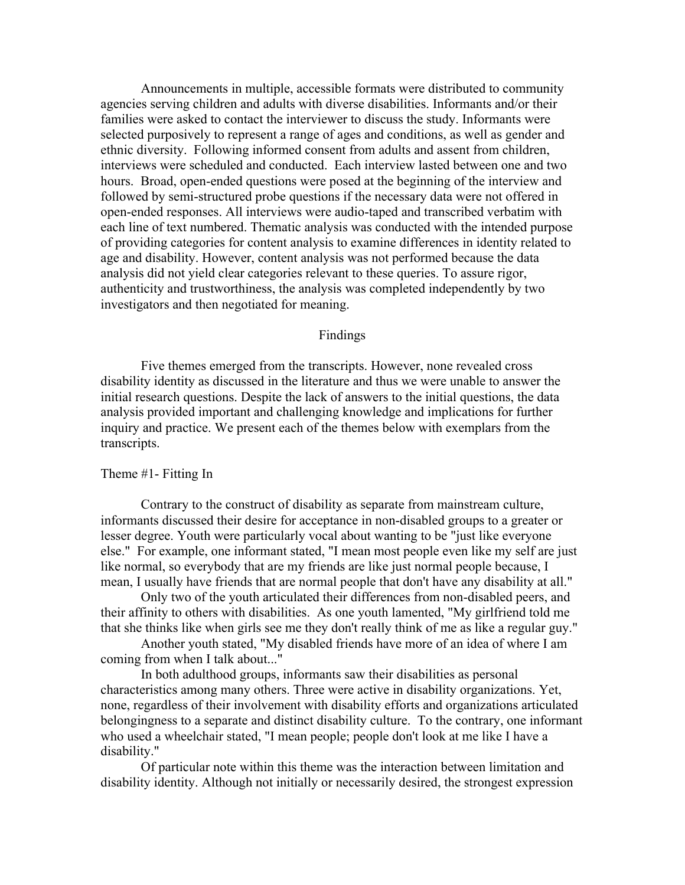Announcements in multiple, accessible formats were distributed to community agencies serving children and adults with diverse disabilities. Informants and/or their families were asked to contact the interviewer to discuss the study. Informants were selected purposively to represent a range of ages and conditions, as well as gender and ethnic diversity. Following informed consent from adults and assent from children, interviews were scheduled and conducted. Each interview lasted between one and two hours. Broad, open-ended questions were posed at the beginning of the interview and followed by semi-structured probe questions if the necessary data were not offered in open-ended responses. All interviews were audio-taped and transcribed verbatim with each line of text numbered. Thematic analysis was conducted with the intended purpose of providing categories for content analysis to examine differences in identity related to age and disability. However, content analysis was not performed because the data analysis did not yield clear categories relevant to these queries. To assure rigor, authenticity and trustworthiness, the analysis was completed independently by two investigators and then negotiated for meaning.

## Findings

Five themes emerged from the transcripts. However, none revealed cross disability identity as discussed in the literature and thus we were unable to answer the initial research questions. Despite the lack of answers to the initial questions, the data analysis provided important and challenging knowledge and implications for further inquiry and practice. We present each of the themes below with exemplars from the transcripts.

### Theme #1- Fitting In

Contrary to the construct of disability as separate from mainstream culture, informants discussed their desire for acceptance in non-disabled groups to a greater or lesser degree. Youth were particularly vocal about wanting to be "just like everyone else." For example, one informant stated, "I mean most people even like my self are just like normal, so everybody that are my friends are like just normal people because, I mean, I usually have friends that are normal people that don't have any disability at all."

Only two of the youth articulated their differences from non-disabled peers, and their affinity to others with disabilities. As one youth lamented, "My girlfriend told me that she thinks like when girls see me they don't really think of me as like a regular guy."

Another youth stated, "My disabled friends have more of an idea of where I am coming from when I talk about..."

In both adulthood groups, informants saw their disabilities as personal characteristics among many others. Three were active in disability organizations. Yet, none, regardless of their involvement with disability efforts and organizations articulated belongingness to a separate and distinct disability culture. To the contrary, one informant who used a wheelchair stated, "I mean people; people don't look at me like I have a disability."

Of particular note within this theme was the interaction between limitation and disability identity. Although not initially or necessarily desired, the strongest expression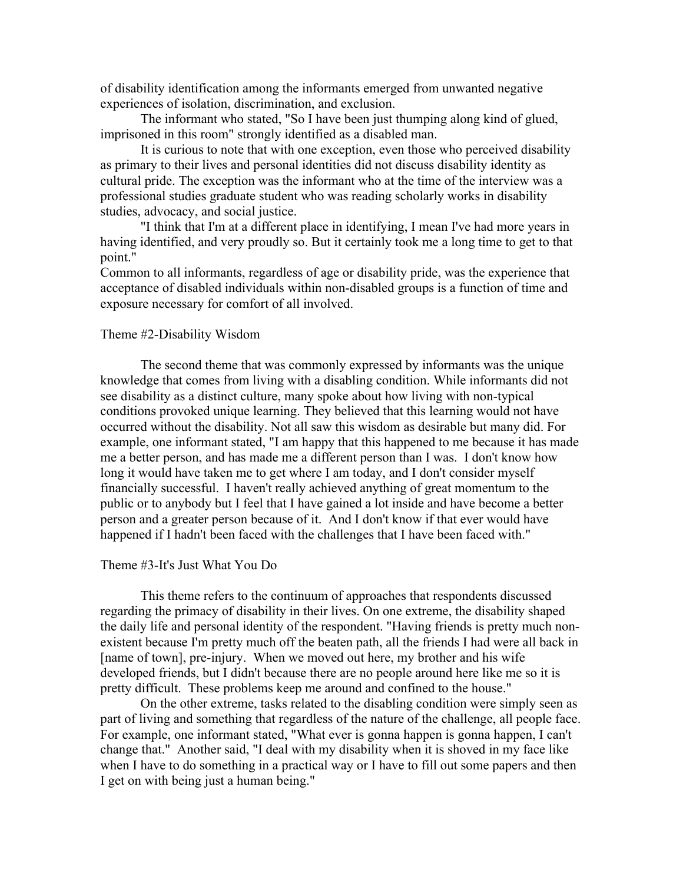of disability identification among the informants emerged from unwanted negative experiences of isolation, discrimination, and exclusion.

The informant who stated, "So I have been just thumping along kind of glued, imprisoned in this room" strongly identified as a disabled man.

It is curious to note that with one exception, even those who perceived disability as primary to their lives and personal identities did not discuss disability identity as cultural pride. The exception was the informant who at the time of the interview was a professional studies graduate student who was reading scholarly works in disability studies, advocacy, and social justice.

"I think that I'm at a different place in identifying, I mean I've had more years in having identified, and very proudly so. But it certainly took me a long time to get to that point."

Common to all informants, regardless of age or disability pride, was the experience that acceptance of disabled individuals within non-disabled groups is a function of time and exposure necessary for comfort of all involved.

### Theme #2-Disability Wisdom

The second theme that was commonly expressed by informants was the unique knowledge that comes from living with a disabling condition. While informants did not see disability as a distinct culture, many spoke about how living with non-typical conditions provoked unique learning. They believed that this learning would not have occurred without the disability. Not all saw this wisdom as desirable but many did. For example, one informant stated, "I am happy that this happened to me because it has made me a better person, and has made me a different person than I was. I don't know how long it would have taken me to get where I am today, and I don't consider myself financially successful. I haven't really achieved anything of great momentum to the public or to anybody but I feel that I have gained a lot inside and have become a better person and a greater person because of it. And I don't know if that ever would have happened if I hadn't been faced with the challenges that I have been faced with."

### Theme #3-It's Just What You Do

This theme refers to the continuum of approaches that respondents discussed regarding the primacy of disability in their lives. On one extreme, the disability shaped the daily life and personal identity of the respondent. "Having friends is pretty much non-existent because I'm pretty much off the beaten path, all the friends I had were all back in [name of town], pre-injury. When we moved out here, my brother and his wife developed friends, but I didn't because there are no people around here like me so it is pretty difficult. These problems keep me around and confined to the house."

On the other extreme, tasks related to the disabling condition were simply seen as part of living and something that regardless of the nature of the challenge, all people face. For example, one informant stated, "What ever is gonna happen is gonna happen, I can't change that." Another said, "I deal with my disability when it is shoved in my face like when I have to do something in a practical way or I have to fill out some papers and then I get on with being just a human being."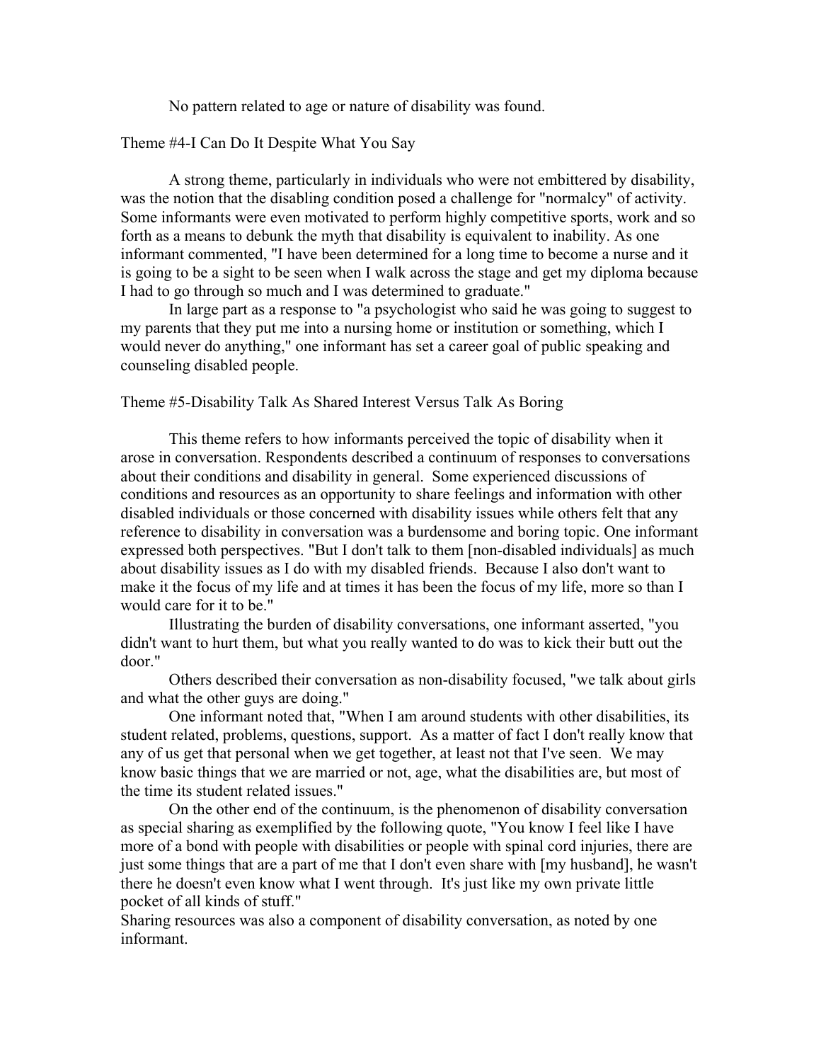No pattern related to age or nature of disability was found.

### Theme #4-I Can Do It Despite What You Say

A strong theme, particularly in individuals who were not embittered by disability, was the notion that the disabling condition posed a challenge for "normalcy" of activity. Some informants were even motivated to perform highly competitive sports, work and so forth as a means to debunk the myth that disability is equivalent to inability. As one informant commented, "I have been determined for a long time to become a nurse and it is going to be a sight to be seen when I walk across the stage and get my diploma because I had to go through so much and I was determined to graduate."

In large part as a response to "a psychologist who said he was going to suggest to my parents that they put me into a nursing home or institution or something, which I would never do anything," one informant has set a career goal of public speaking and counseling disabled people.

### Theme #5-Disability Talk As Shared Interest Versus Talk As Boring

This theme refers to how informants perceived the topic of disability when it arose in conversation. Respondents described a continuum of responses to conversations about their conditions and disability in general. Some experienced discussions of conditions and resources as an opportunity to share feelings and information with other disabled individuals or those concerned with disability issues while others felt that any reference to disability in conversation was a burdensome and boring topic. One informant expressed both perspectives. "But I don't talk to them [non-disabled individuals] as much about disability issues as I do with my disabled friends. Because I also don't want to make it the focus of my life and at times it has been the focus of my life, more so than I would care for it to be."

Illustrating the burden of disability conversations, one informant asserted, "you didn't want to hurt them, but what you really wanted to do was to kick their butt out the door."

Others described their conversation as non-disability focused, "we talk about girls and what the other guys are doing."

One informant noted that, "When I am around students with other disabilities, its student related, problems, questions, support. As a matter of fact I don't really know that any of us get that personal when we get together, at least not that I've seen. We may know basic things that we are married or not, age, what the disabilities are, but most of the time its student related issues."

On the other end of the continuum, is the phenomenon of disability conversation as special sharing as exemplified by the following quote, "You know I feel like I have more of a bond with people with disabilities or people with spinal cord injuries, there are just some things that are a part of me that I don't even share with [my husband], he wasn't there he doesn't even know what I went through. It's just like my own private little pocket of all kinds of stuff."

Sharing resources was also a component of disability conversation, as noted by one informant.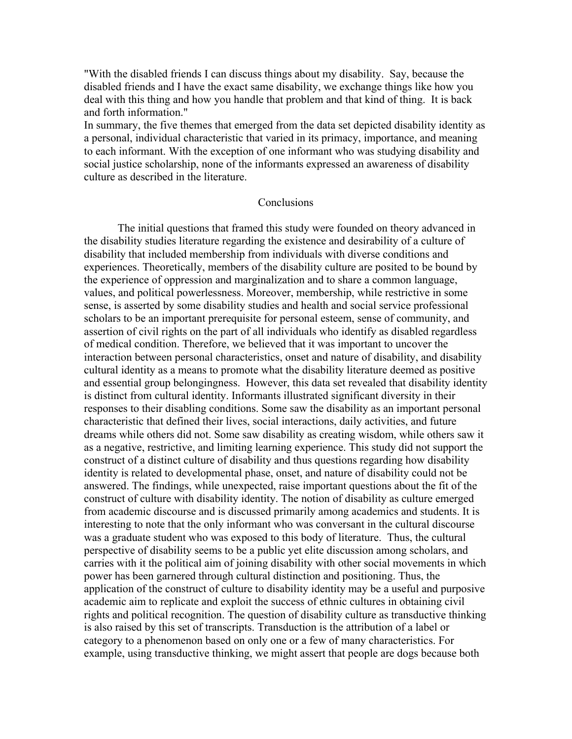"With the disabled friends I can discuss things about my disability. Say, because the disabled friends and I have the exact same disability, we exchange things like how you deal with this thing and how you handle that problem and that kind of thing. It is back and forth information."

In summary, the five themes that emerged from the data set depicted disability identity as a personal, individual characteristic that varied in its primacy, importance, and meaning to each informant. With the exception of one informant who was studying disability and social justice scholarship, none of the informants expressed an awareness of disability culture as described in the literature.

## Conclusions

The initial questions that framed this study were founded on theory advanced in the disability studies literature regarding the existence and desirability of a culture of disability that included membership from individuals with diverse conditions and experiences. Theoretically, members of the disability culture are posited to be bound by the experience of oppression and marginalization and to share a common language, values, and political powerlessness. Moreover, membership, while restrictive in some sense, is asserted by some disability studies and health and social service professional scholars to be an important prerequisite for personal esteem, sense of community, and assertion of civil rights on the part of all individuals who identify as disabled regardless of medical condition. Therefore, we believed that it was important to uncover the interaction between personal characteristics, onset and nature of disability, and disability cultural identity as a means to promote what the disability literature deemed as positive and essential group belongingness. However, this data set revealed that disability identity is distinct from cultural identity. Informants illustrated significant diversity in their responses to their disabling conditions. Some saw the disability as an important personal characteristic that defined their lives, social interactions, daily activities, and future dreams while others did not. Some saw disability as creating wisdom, while others saw it as a negative, restrictive, and limiting learning experience. This study did not support the construct of a distinct culture of disability and thus questions regarding how disability identity is related to developmental phase, onset, and nature of disability could not be answered. The findings, while unexpected, raise important questions about the fit of the construct of culture with disability identity. The notion of disability as culture emerged from academic discourse and is discussed primarily among academics and students. It is interesting to note that the only informant who was conversant in the cultural discourse was a graduate student who was exposed to this body of literature. Thus, the cultural perspective of disability seems to be a public yet elite discussion among scholars, and carries with it the political aim of joining disability with other social movements in which power has been garnered through cultural distinction and positioning. Thus, the application of the construct of culture to disability identity may be a useful and purposive academic aim to replicate and exploit the success of ethnic cultures in obtaining civil rights and political recognition. The question of disability culture as transductive thinking is also raised by this set of transcripts. Transduction is the attribution of a label or category to a phenomenon based on only one or a few of many characteristics. For example, using transductive thinking, we might assert that people are dogs because both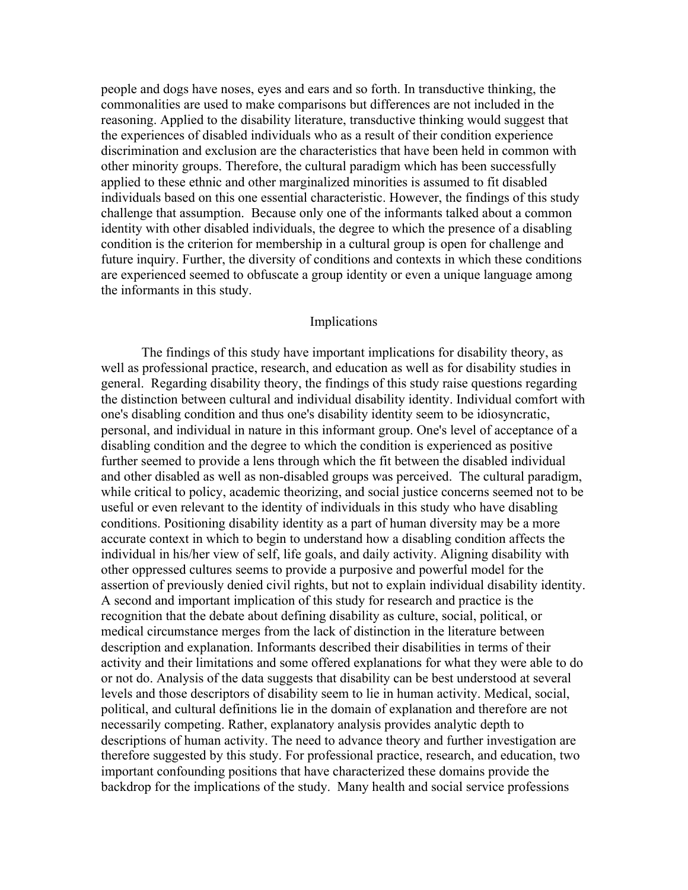people and dogs have noses, eyes and ears and so forth. In transductive thinking, the commonalities are used to make comparisons but differences are not included in the reasoning. Applied to the disability literature, transductive thinking would suggest that the experiences of disabled individuals who as a result of their condition experience discrimination and exclusion are the characteristics that have been held in common with other minority groups. Therefore, the cultural paradigm which has been successfully applied to these ethnic and other marginalized minorities is assumed to fit disabled individuals based on this one essential characteristic. However, the findings of this study challenge that assumption. Because only one of the informants talked about a common identity with other disabled individuals, the degree to which the presence of a disabling condition is the criterion for membership in a cultural group is open for challenge and future inquiry. Further, the diversity of conditions and contexts in which these conditions are experienced seemed to obfuscate a group identity or even a unique language among the informants in this study.

## Implications

The findings of this study have important implications for disability theory, as well as professional practice, research, and education as well as for disability studies in general. Regarding disability theory, the findings of this study raise questions regarding the distinction between cultural and individual disability identity. Individual comfort with one's disabling condition and thus one's disability identity seem to be idiosyncratic, personal, and individual in nature in this informant group. One's level of acceptance of a disabling condition and the degree to which the condition is experienced as positive further seemed to provide a lens through which the fit between the disabled individual and other disabled as well as non-disabled groups was perceived. The cultural paradigm, while critical to policy, academic theorizing, and social justice concerns seemed not to be useful or even relevant to the identity of individuals in this study who have disabling conditions. Positioning disability identity as a part of human diversity may be a more accurate context in which to begin to understand how a disabling condition affects the individual in his/her view of self, life goals, and daily activity. Aligning disability with other oppressed cultures seems to provide a purposive and powerful model for the assertion of previously denied civil rights, but not to explain individual disability identity. A second and important implication of this study for research and practice is the recognition that the debate about defining disability as culture, social, political, or medical circumstance merges from the lack of distinction in the literature between description and explanation. Informants described their disabilities in terms of their activity and their limitations and some offered explanations for what they were able to do or not do. Analysis of the data suggests that disability can be best understood at several levels and those descriptors of disability seem to lie in human activity. Medical, social, political, and cultural definitions lie in the domain of explanation and therefore are not necessarily competing. Rather, explanatory analysis provides analytic depth to descriptions of human activity. The need to advance theory and further investigation are therefore suggested by this study. For professional practice, research, and education, two important confounding positions that have characterized these domains provide the backdrop for the implications of the study. Many health and social service professions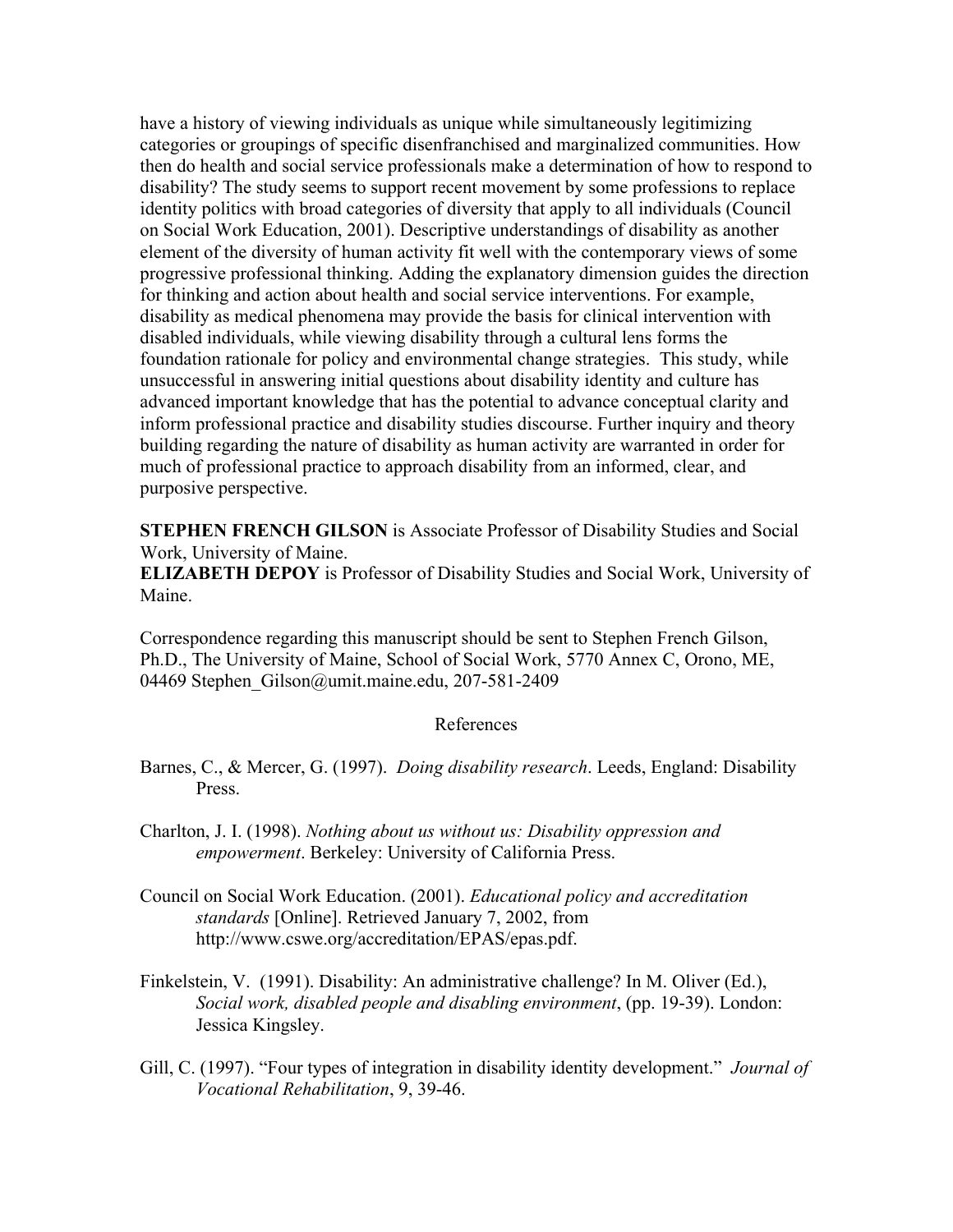have a history of viewing individuals as unique while simultaneously legitimizing categories or groupings of specific disenfranchised and marginalized communities. How then do health and social service professionals make a determination of how to respond to disability? The study seems to support recent movement by some professions to replace identity politics with broad categories of diversity that apply to all individuals (Council on Social Work Education, 2001). Descriptive understandings of disability as another element of the diversity of human activity fit well with the contemporary views of some progressive professional thinking. Adding the explanatory dimension guides the direction for thinking and action about health and social service interventions. For example, disability as medical phenomena may provide the basis for clinical intervention with disabled individuals, while viewing disability through a cultural lens forms the foundation rationale for policy and environmental change strategies. This study, while unsuccessful in answering initial questions about disability identity and culture has advanced important knowledge that has the potential to advance conceptual clarity and inform professional practice and disability studies discourse. Further inquiry and theory building regarding the nature of disability as human activity are warranted in order for much of professional practice to approach disability from an informed, clear, and purposive perspective.

**STEPHEN FRENCH GILSON** is Associate Professor of Disability Studies and Social Work, University of Maine.
**ELIZABETH DEPOY** is Professor of Disability Studies and Social Work, University of Maine.

Correspondence regarding this manuscript should be sent to Stephen French Gilson, Ph.D., The University of Maine, School of Social Work, 5770 Annex C, Orono, ME, 04469 Stephen_Gilson@umit.maine.edu, 207-581-2409

## References

Barnes, C., & Mercer, G. (1997). *Doing disability research*. Leeds, England: Disability Press.

Charlton, J. I. (1998). *Nothing about us without us: Disability oppression and empowerment*. Berkeley: University of California Press.

Council on Social Work Education. (2001). *Educational policy and accreditation standards* [Online]. Retrieved January 7, 2002, from http://www.cswe.org/accreditation/EPAS/epas.pdf.

Finkelstein, V. (1991). Disability: An administrative challenge? In M. Oliver (Ed.), *Social work, disabled people and disabling environment*, (pp. 19-39). London: Jessica Kingsley.

Gill, C. (1997). "Four types of integration in disability identity development." *Journal of Vocational Rehabilitation*, 9, 39-46.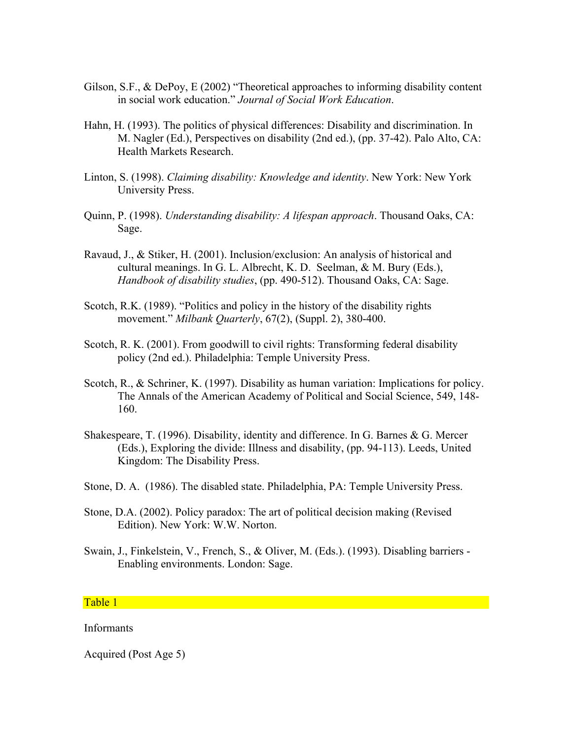Gilson, S.F., & DePoy, E (2002) "Theoretical approaches to informing disability content in social work education." *Journal of Social Work Education*.

Hahn, H. (1993). The politics of physical differences: Disability and discrimination. In M. Nagler (Ed.), Perspectives on disability (2nd ed.), (pp. 37-42). Palo Alto, CA: Health Markets Research.

Linton, S. (1998). *Claiming disability: Knowledge and identity*. New York: New York University Press.

Quinn, P. (1998). *Understanding disability: A lifespan approach*. Thousand Oaks, CA: Sage.

Ravaud, J., & Stiker, H. (2001). Inclusion/exclusion: An analysis of historical and cultural meanings. In G. L. Albrecht, K. D. Seelman, & M. Bury (Eds.), *Handbook of disability studies*, (pp. 490-512). Thousand Oaks, CA: Sage.

Scotch, R.K. (1989). "Politics and policy in the history of the disability rights movement." *Milbank Quarterly*, 67(2), (Suppl. 2), 380-400.

Scotch, R. K. (2001). From goodwill to civil rights: Transforming federal disability policy (2nd ed.). Philadelphia: Temple University Press.

Scotch, R., & Schriner, K. (1997). Disability as human variation: Implications for policy. The Annals of the American Academy of Political and Social Science, 549, 148-160.

Shakespeare, T. (1996). Disability, identity and difference. In G. Barnes & G. Mercer (Eds.), Exploring the divide: Illness and disability, (pp. 94-113). Leeds, United Kingdom: The Disability Press.

Stone, D. A. (1986). The disabled state. Philadelphia, PA: Temple University Press.

Stone, D.A. (2002). Policy paradox: The art of political decision making (Revised Edition). New York: W.W. Norton.

Swain, J., Finkelstein, V., French, S., & Oliver, M. (Eds.). (1993). Disabling barriers - Enabling environments. London: Sage.

Table 1

Informants

Acquired (Post Age 5)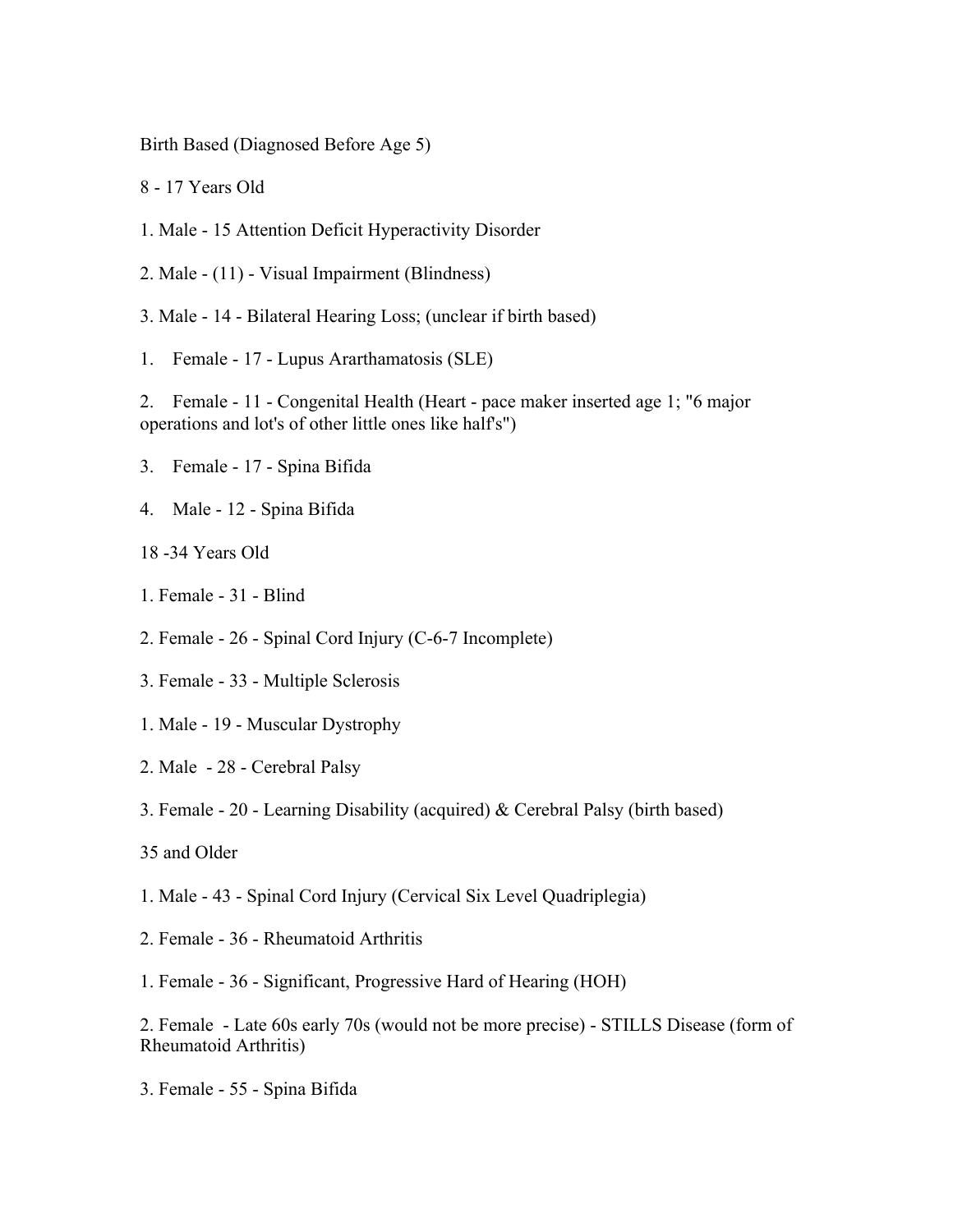Birth Based (Diagnosed Before Age 5)

8 - 17 Years Old

1. Male - 15 Attention Deficit Hyperactivity Disorder

2. Male - (11) - Visual Impairment (Blindness)

3. Male - 14 - Bilateral Hearing Loss; (unclear if birth based)

1. Female - 17 - Lupus Ararthamatosis (SLE)

2. Female - 11 - Congenital Health (Heart - pace maker inserted age 1; "6 major operations and lot's of other little ones like half's")

3. Female - 17 - Spina Bifida

4. Male - 12 - Spina Bifida

18 -34 Years Old

1. Female - 31 - Blind

2. Female - 26 - Spinal Cord Injury (C-6-7 Incomplete)

3. Female - 33 - Multiple Sclerosis

1. Male - 19 - Muscular Dystrophy

2. Male - 28 - Cerebral Palsy

3. Female - 20 - Learning Disability (acquired) & Cerebral Palsy (birth based)

35 and Older

1. Male - 43 - Spinal Cord Injury (Cervical Six Level Quadriplegia)

2. Female - 36 - Rheumatoid Arthritis

1. Female - 36 - Significant, Progressive Hard of Hearing (HOH)

2. Female - Late 60s early 70s (would not be more precise) - STILLS Disease (form of Rheumatoid Arthritis)

3. Female - 55 - Spina Bifida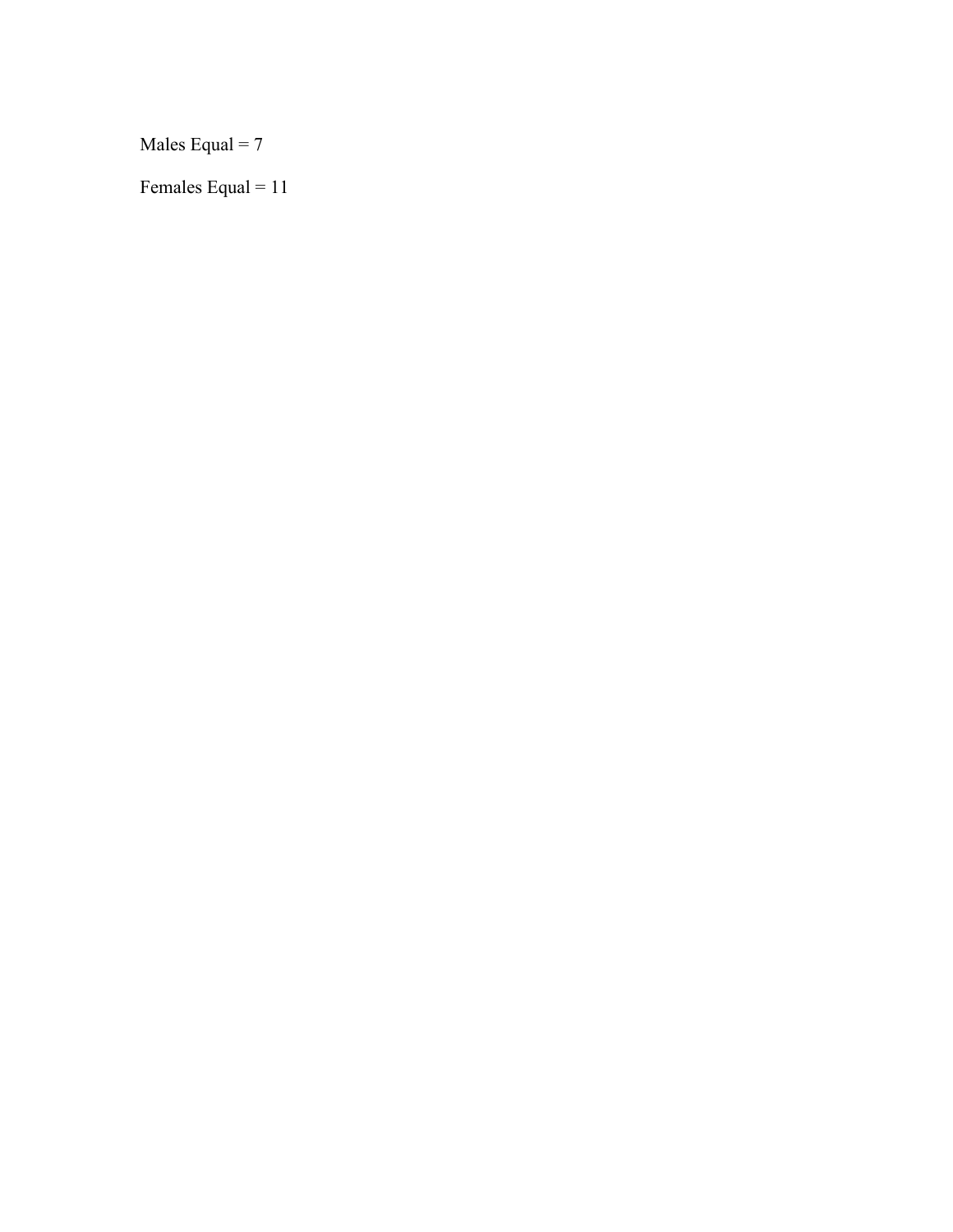Males Equal = 7

Females Equal = 11